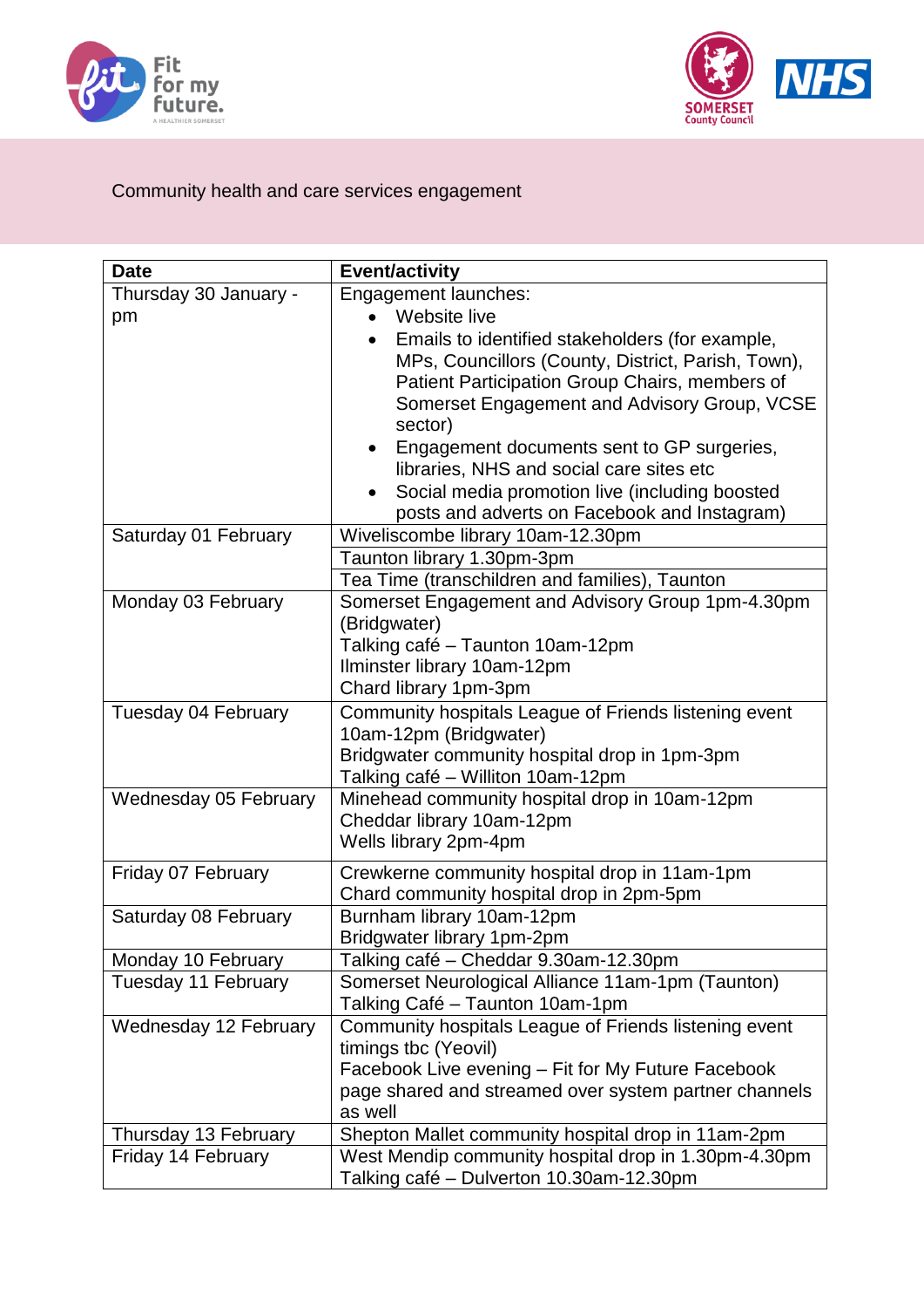Community health and care services engagement

| Date | Event/activity |
|---|---|
| Thursday 30 January - pm | Engagement launches:<br>• Website live<br>• Emails to identified stakeholders (for example, MPs, Councillors (County, District, Parish, Town), Patient Participation Group Chairs, members of Somerset Engagement and Advisory Group, VCSE sector)<br>• Engagement documents sent to GP surgeries, libraries, NHS and social care sites etc<br>• Social media promotion live (including boosted posts and adverts on Facebook and Instagram) |
| Saturday 01 February | Wiveliscombe library 10am-12.30pm |
| | Taunton library 1.30pm-3pm |
| | Tea Time (transchildren and families), Taunton |
| Monday 03 February | Somerset Engagement and Advisory Group 1pm-4.30pm (Bridgwater)<br>Talking café – Taunton 10am-12pm<br>Ilminster library 10am-12pm<br>Chard library 1pm-3pm |
| Tuesday 04 February | Community hospitals League of Friends listening event 10am-12pm (Bridgwater)<br>Bridgwater community hospital drop in 1pm-3pm<br>Talking café – Williton 10am-12pm |
| Wednesday 05 February | Minehead community hospital drop in 10am-12pm<br>Cheddar library 10am-12pm<br>Wells library 2pm-4pm |
| Friday 07 February | Crewkerne community hospital drop in 11am-1pm<br>Chard community hospital drop in 2pm-5pm |
| Saturday 08 February | Burnham library 10am-12pm<br>Bridgwater library 1pm-2pm |
| Monday 10 February | Talking café – Cheddar 9.30am-12.30pm |
| Tuesday 11 February | Somerset Neurological Alliance 11am-1pm (Taunton)<br>Talking Café – Taunton 10am-1pm |
| Wednesday 12 February | Community hospitals League of Friends listening event timings tbc (Yeovil)<br>Facebook Live evening – Fit for My Future Facebook page shared and streamed over system partner channels as well |
| Thursday 13 February | Shepton Mallet community hospital drop in 11am-2pm |
| Friday 14 February | West Mendip community hospital drop in 1.30pm-4.30pm<br>Talking café – Dulverton 10.30am-12.30pm |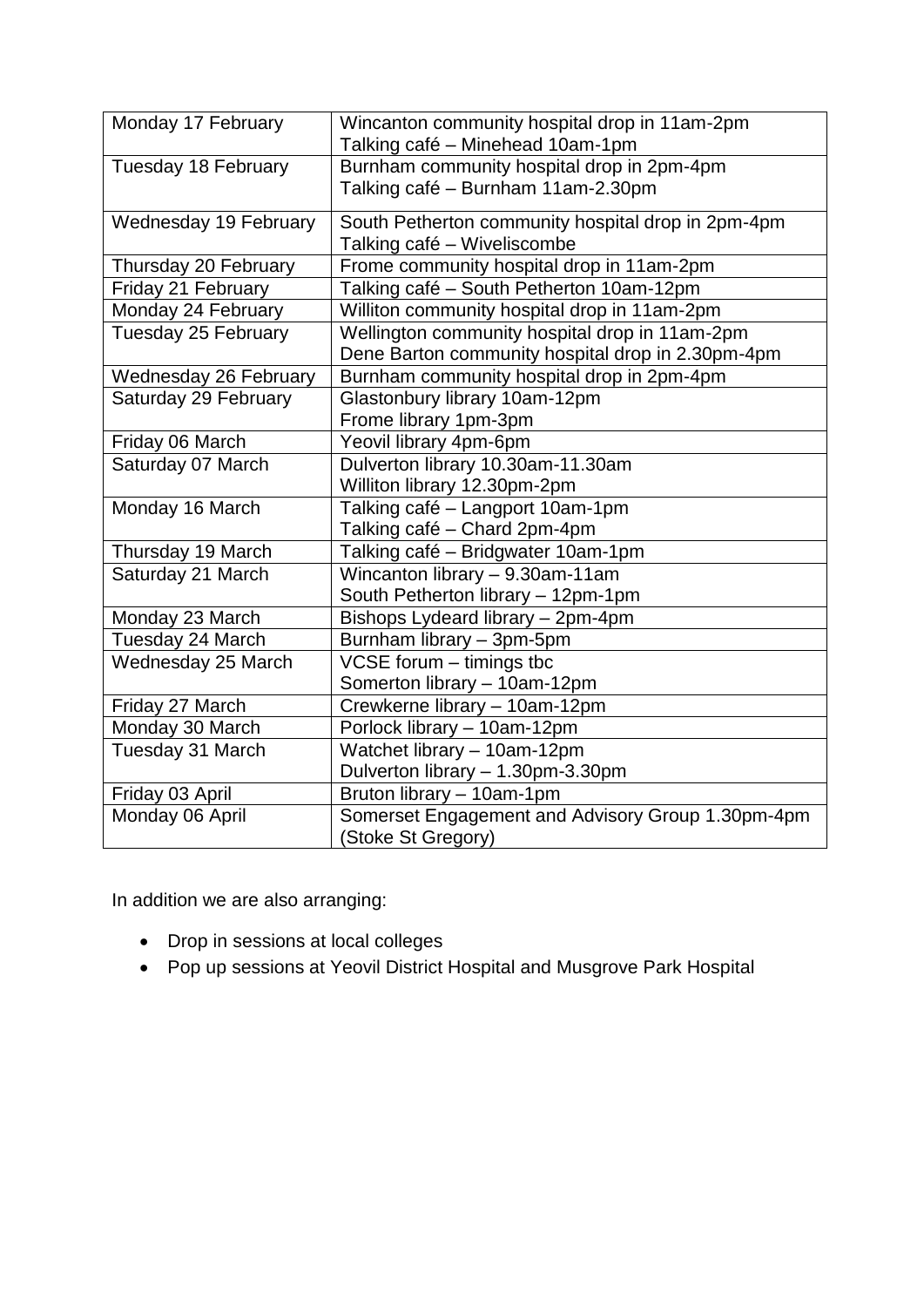| | |
|---|---|
| Monday 17 February | Wincanton community hospital drop in 11am-2pm<br>Talking café – Minehead 10am-1pm |
| Tuesday 18 February | Burnham community hospital drop in 2pm-4pm<br>Talking café – Burnham 11am-2.30pm |
| Wednesday 19 February | South Petherton community hospital drop in 2pm-4pm<br>Talking café – Wiveliscombe |
| Thursday 20 February | Frome community hospital drop in 11am-2pm |
| Friday 21 February | Talking café – South Petherton 10am-12pm |
| Monday 24 February | Williton community hospital drop in 11am-2pm |
| Tuesday 25 February | Wellington community hospital drop in 11am-2pm<br>Dene Barton community hospital drop in 2.30pm-4pm |
| Wednesday 26 February | Burnham community hospital drop in 2pm-4pm |
| Saturday 29 February | Glastonbury library 10am-12pm<br>Frome library 1pm-3pm |
| Friday 06 March | Yeovil library 4pm-6pm |
| Saturday 07 March | Dulverton library 10.30am-11.30am<br>Williton library 12.30pm-2pm |
| Monday 16 March | Talking café – Langport 10am-1pm<br>Talking café – Chard 2pm-4pm |
| Thursday 19 March | Talking café – Bridgwater 10am-1pm |
| Saturday 21 March | Wincanton library – 9.30am-11am<br>South Petherton library – 12pm-1pm |
| Monday 23 March | Bishops Lydeard library – 2pm-4pm |
| Tuesday 24 March | Burnham library – 3pm-5pm |
| Wednesday 25 March | VCSE forum – timings tbc<br>Somerton library – 10am-12pm |
| Friday 27 March | Crewkerne library – 10am-12pm |
| Monday 30 March | Porlock library – 10am-12pm |
| Tuesday 31 March | Watchet library – 10am-12pm<br>Dulverton library – 1.30pm-3.30pm |
| Friday 03 April | Bruton library – 10am-1pm |
| Monday 06 April | Somerset Engagement and Advisory Group 1.30pm-4pm (Stoke St Gregory) |

In addition we are also arranging:

- Drop in sessions at local colleges
- Pop up sessions at Yeovil District Hospital and Musgrove Park Hospital